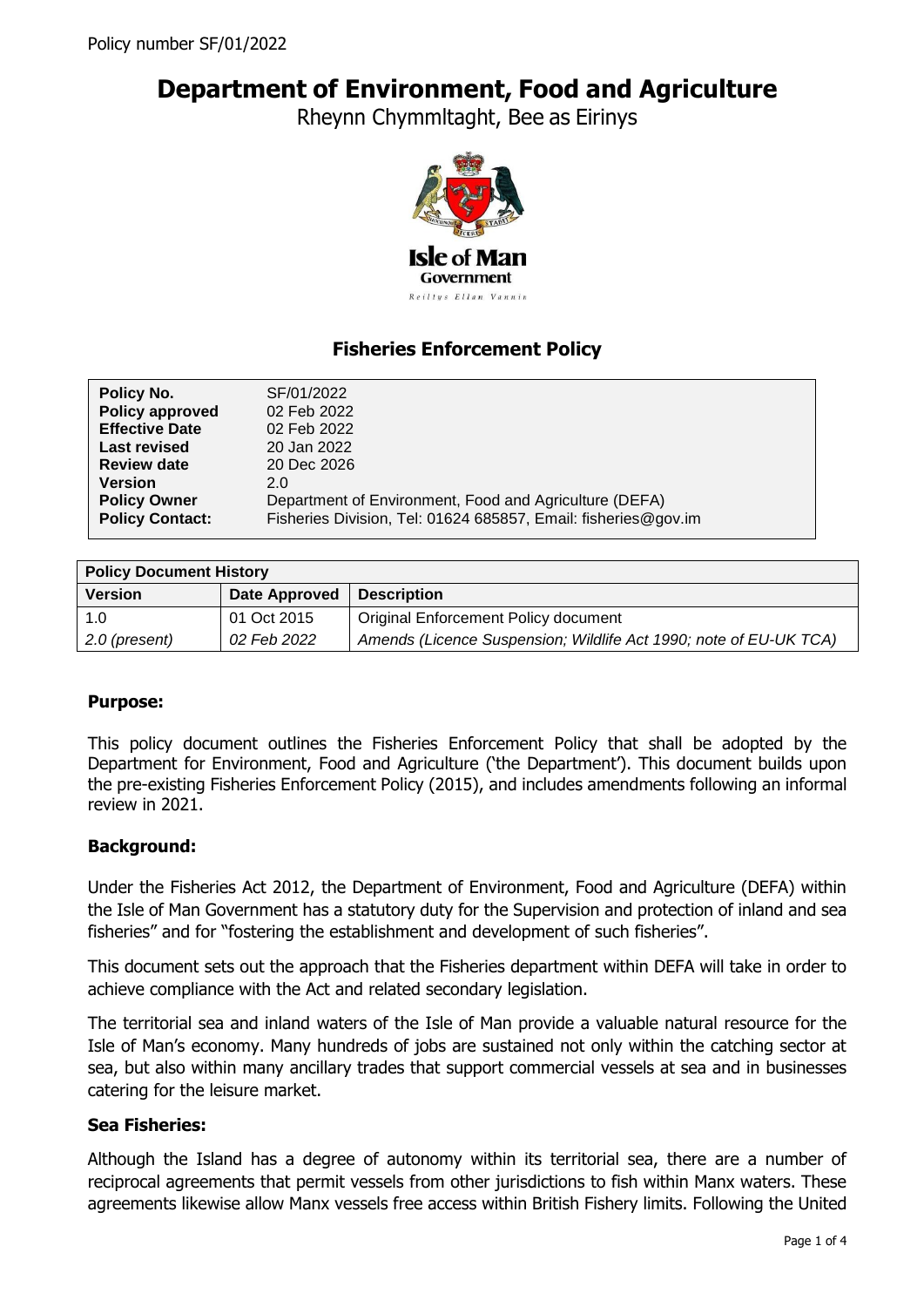Policy number SF/01/2022

# Department of Environment, Food and Agriculture

Rheynn Chymmltaght, Bee as Eirinys

## Fisheries Enforcement Policy

| | |
|---|---|
| **Policy No.** | SF/01/2022 |
| **Policy approved** | 02 Feb 2022 |
| **Effective Date** | 02 Feb 2022 |
| **Last revised** | 20 Jan 2022 |
| **Review date** | 20 Dec 2026 |
| **Version** | 2.0 |
| **Policy Owner** | Department of Environment, Food and Agriculture (DEFA) |
| **Policy Contact:** | Fisheries Division, Tel: 01624 685857, Email: fisheries@gov.im |

| **Policy Document History** | | |
|---|---|---|
| **Version** | **Date Approved** | **Description** |
| 1.0 | 01 Oct 2015 | Original Enforcement Policy document |
| *2.0 (present)* | *02 Feb 2022* | *Amends (Licence Suspension; Wildlife Act 1990; note of EU-UK TCA)* |

### Purpose:

This policy document outlines the Fisheries Enforcement Policy that shall be adopted by the Department for Environment, Food and Agriculture ('the Department'). This document builds upon the pre-existing Fisheries Enforcement Policy (2015), and includes amendments following an informal review in 2021.

### Background:

Under the Fisheries Act 2012, the Department of Environment, Food and Agriculture (DEFA) within the Isle of Man Government has a statutory duty for the Supervision and protection of inland and sea fisheries" and for "fostering the establishment and development of such fisheries".

This document sets out the approach that the Fisheries department within DEFA will take in order to achieve compliance with the Act and related secondary legislation.

The territorial sea and inland waters of the Isle of Man provide a valuable natural resource for the Isle of Man's economy. Many hundreds of jobs are sustained not only within the catching sector at sea, but also within many ancillary trades that support commercial vessels at sea and in businesses catering for the leisure market.

### Sea Fisheries:

Although the Island has a degree of autonomy within its territorial sea, there are a number of reciprocal agreements that permit vessels from other jurisdictions to fish within Manx waters. These agreements likewise allow Manx vessels free access within British Fishery limits. Following the United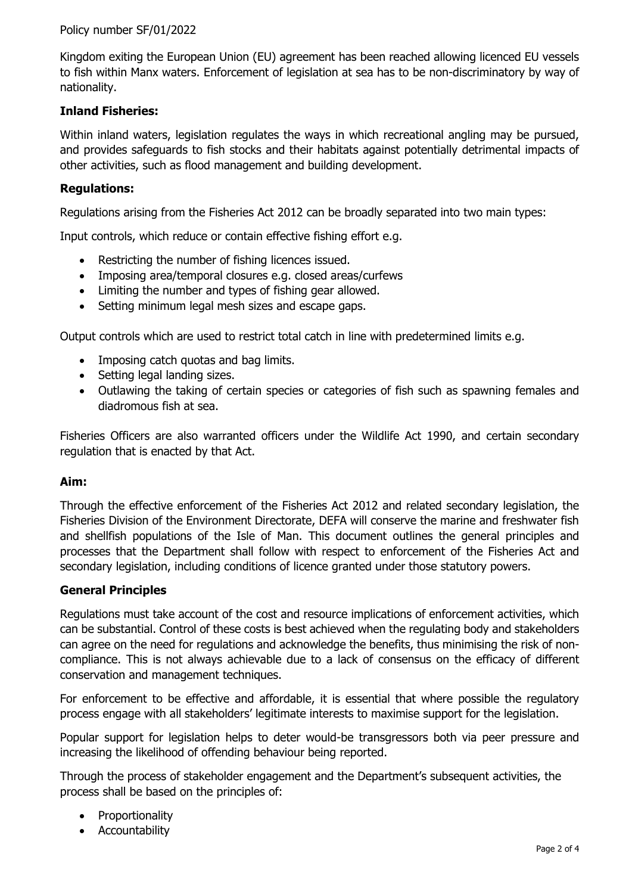Kingdom exiting the European Union (EU) agreement has been reached allowing licenced EU vessels to fish within Manx waters. Enforcement of legislation at sea has to be non-discriminatory by way of nationality.

**Inland Fisheries:**

Within inland waters, legislation regulates the ways in which recreational angling may be pursued, and provides safeguards to fish stocks and their habitats against potentially detrimental impacts of other activities, such as flood management and building development.

**Regulations:**

Regulations arising from the Fisheries Act 2012 can be broadly separated into two main types:

Input controls, which reduce or contain effective fishing effort e.g.

- Restricting the number of fishing licences issued.
- Imposing area/temporal closures e.g. closed areas/curfews
- Limiting the number and types of fishing gear allowed.
- Setting minimum legal mesh sizes and escape gaps.

Output controls which are used to restrict total catch in line with predetermined limits e.g.

- Imposing catch quotas and bag limits.
- Setting legal landing sizes.
- Outlawing the taking of certain species or categories of fish such as spawning females and diadromous fish at sea.

Fisheries Officers are also warranted officers under the Wildlife Act 1990, and certain secondary regulation that is enacted by that Act.

**Aim:**

Through the effective enforcement of the Fisheries Act 2012 and related secondary legislation, the Fisheries Division of the Environment Directorate, DEFA will conserve the marine and freshwater fish and shellfish populations of the Isle of Man. This document outlines the general principles and processes that the Department shall follow with respect to enforcement of the Fisheries Act and secondary legislation, including conditions of licence granted under those statutory powers.

**General Principles**

Regulations must take account of the cost and resource implications of enforcement activities, which can be substantial. Control of these costs is best achieved when the regulating body and stakeholders can agree on the need for regulations and acknowledge the benefits, thus minimising the risk of non-compliance. This is not always achievable due to a lack of consensus on the efficacy of different conservation and management techniques.

For enforcement to be effective and affordable, it is essential that where possible the regulatory process engage with all stakeholders' legitimate interests to maximise support for the legislation.

Popular support for legislation helps to deter would-be transgressors both via peer pressure and increasing the likelihood of offending behaviour being reported.

Through the process of stakeholder engagement and the Department's subsequent activities, the process shall be based on the principles of:

- Proportionality
- Accountability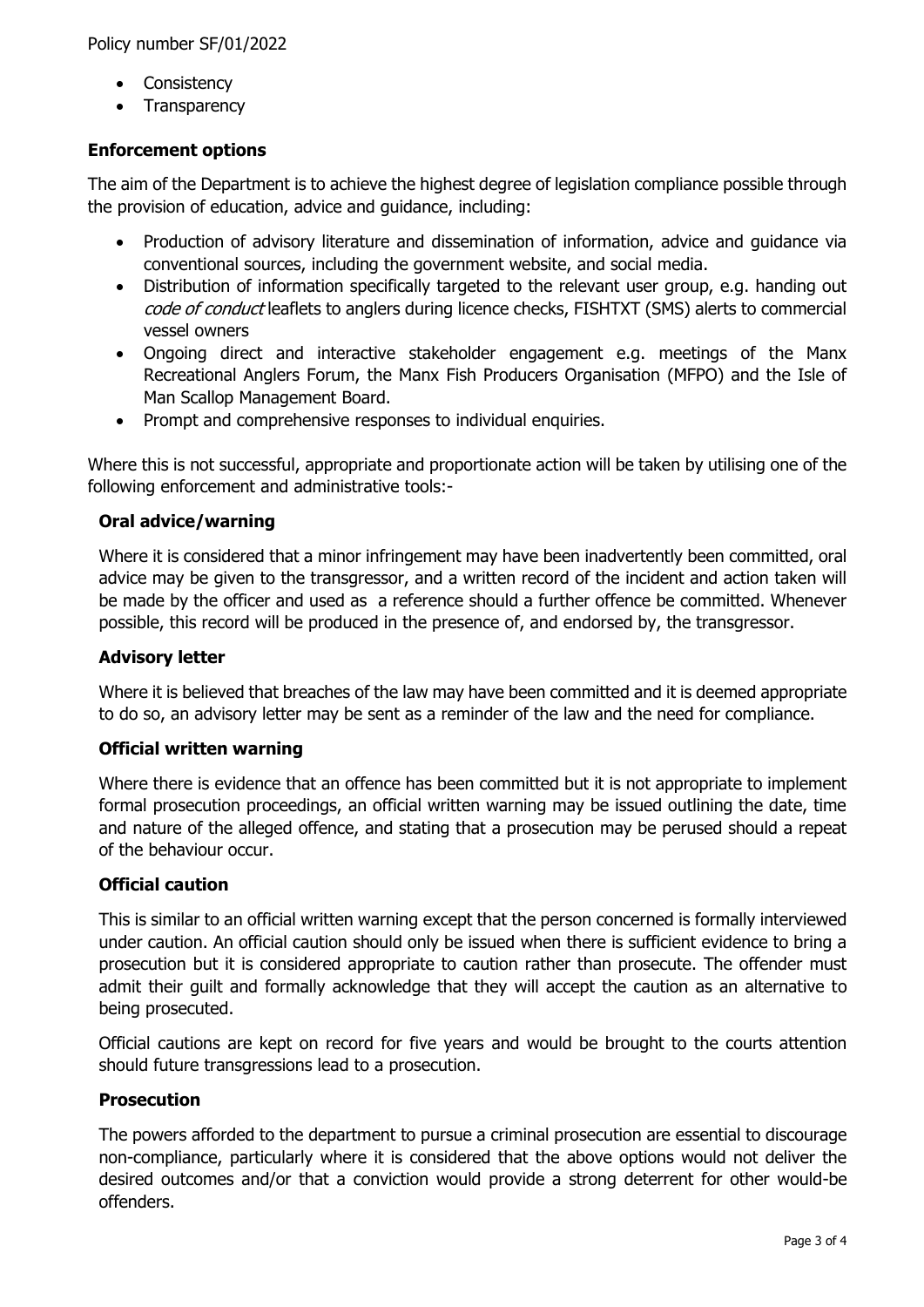- Consistency
- Transparency

### Enforcement options

The aim of the Department is to achieve the highest degree of legislation compliance possible through the provision of education, advice and guidance, including:

- Production of advisory literature and dissemination of information, advice and guidance via conventional sources, including the government website, and social media.
- Distribution of information specifically targeted to the relevant user group, e.g. handing out *code of conduct* leaflets to anglers during licence checks, FISHTXT (SMS) alerts to commercial vessel owners
- Ongoing direct and interactive stakeholder engagement e.g. meetings of the Manx Recreational Anglers Forum, the Manx Fish Producers Organisation (MFPO) and the Isle of Man Scallop Management Board.
- Prompt and comprehensive responses to individual enquiries.

Where this is not successful, appropriate and proportionate action will be taken by utilising one of the following enforcement and administrative tools:-

#### Oral advice/warning

Where it is considered that a minor infringement may have been inadvertently been committed, oral advice may be given to the transgressor, and a written record of the incident and action taken will be made by the officer and used as a reference should a further offence be committed. Whenever possible, this record will be produced in the presence of, and endorsed by, the transgressor.

#### Advisory letter

Where it is believed that breaches of the law may have been committed and it is deemed appropriate to do so, an advisory letter may be sent as a reminder of the law and the need for compliance.

#### Official written warning

Where there is evidence that an offence has been committed but it is not appropriate to implement formal prosecution proceedings, an official written warning may be issued outlining the date, time and nature of the alleged offence, and stating that a prosecution may be perused should a repeat of the behaviour occur.

#### Official caution

This is similar to an official written warning except that the person concerned is formally interviewed under caution. An official caution should only be issued when there is sufficient evidence to bring a prosecution but it is considered appropriate to caution rather than prosecute. The offender must admit their guilt and formally acknowledge that they will accept the caution as an alternative to being prosecuted.

Official cautions are kept on record for five years and would be brought to the courts attention should future transgressions lead to a prosecution.

#### Prosecution

The powers afforded to the department to pursue a criminal prosecution are essential to discourage non-compliance, particularly where it is considered that the above options would not deliver the desired outcomes and/or that a conviction would provide a strong deterrent for other would-be offenders.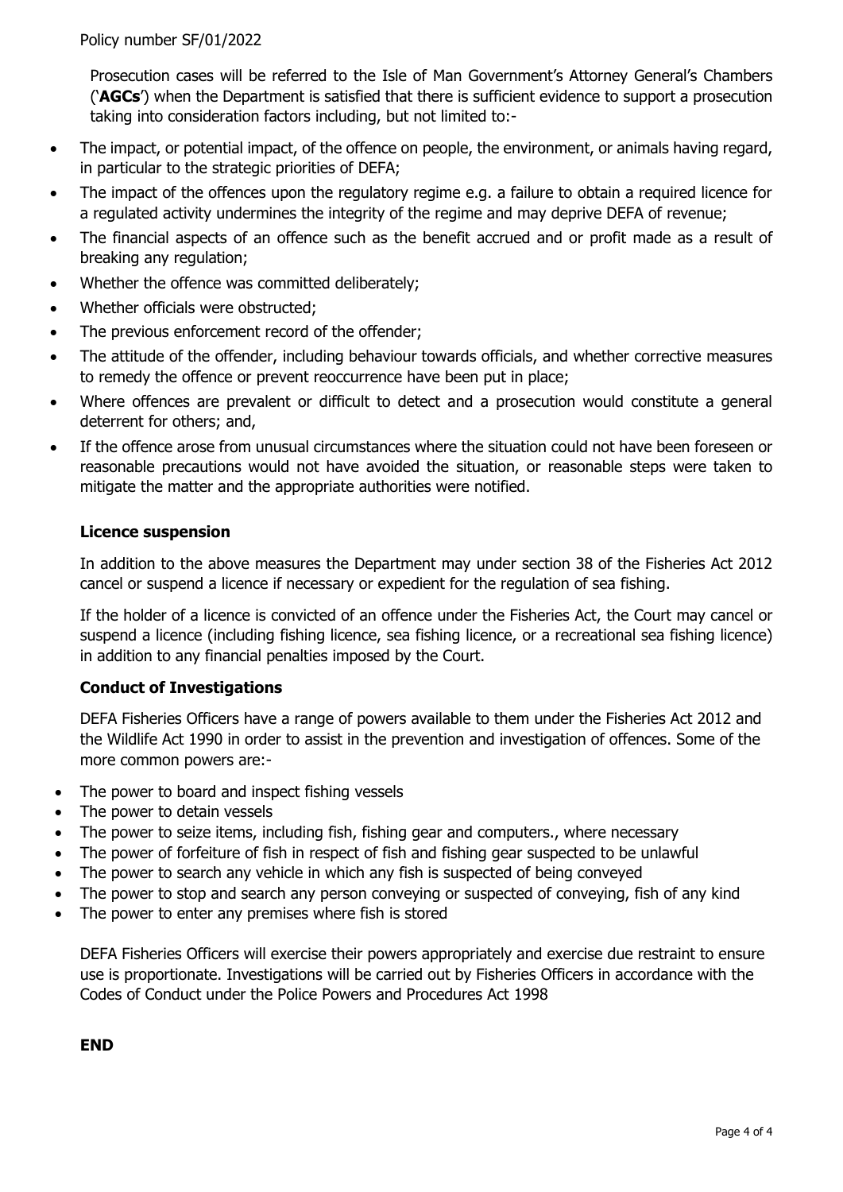Prosecution cases will be referred to the Isle of Man Government's Attorney General's Chambers ('**AGCs**') when the Department is satisfied that there is sufficient evidence to support a prosecution taking into consideration factors including, but not limited to:-

- The impact, or potential impact, of the offence on people, the environment, or animals having regard, in particular to the strategic priorities of DEFA;
- The impact of the offences upon the regulatory regime e.g. a failure to obtain a required licence for a regulated activity undermines the integrity of the regime and may deprive DEFA of revenue;
- The financial aspects of an offence such as the benefit accrued and or profit made as a result of breaking any regulation;
- Whether the offence was committed deliberately;
- Whether officials were obstructed;
- The previous enforcement record of the offender;
- The attitude of the offender, including behaviour towards officials, and whether corrective measures to remedy the offence or prevent reoccurrence have been put in place;
- Where offences are prevalent or difficult to detect and a prosecution would constitute a general deterrent for others; and,
- If the offence arose from unusual circumstances where the situation could not have been foreseen or reasonable precautions would not have avoided the situation, or reasonable steps were taken to mitigate the matter and the appropriate authorities were notified.

**Licence suspension**

In addition to the above measures the Department may under section 38 of the Fisheries Act 2012 cancel or suspend a licence if necessary or expedient for the regulation of sea fishing.

If the holder of a licence is convicted of an offence under the Fisheries Act, the Court may cancel or suspend a licence (including fishing licence, sea fishing licence, or a recreational sea fishing licence) in addition to any financial penalties imposed by the Court.

**Conduct of Investigations**

DEFA Fisheries Officers have a range of powers available to them under the Fisheries Act 2012 and the Wildlife Act 1990 in order to assist in the prevention and investigation of offences. Some of the more common powers are:-

- The power to board and inspect fishing vessels
- The power to detain vessels
- The power to seize items, including fish, fishing gear and computers., where necessary
- The power of forfeiture of fish in respect of fish and fishing gear suspected to be unlawful
- The power to search any vehicle in which any fish is suspected of being conveyed
- The power to stop and search any person conveying or suspected of conveying, fish of any kind
- The power to enter any premises where fish is stored

DEFA Fisheries Officers will exercise their powers appropriately and exercise due restraint to ensure use is proportionate. Investigations will be carried out by Fisheries Officers in accordance with the Codes of Conduct under the Police Powers and Procedures Act 1998

**END**